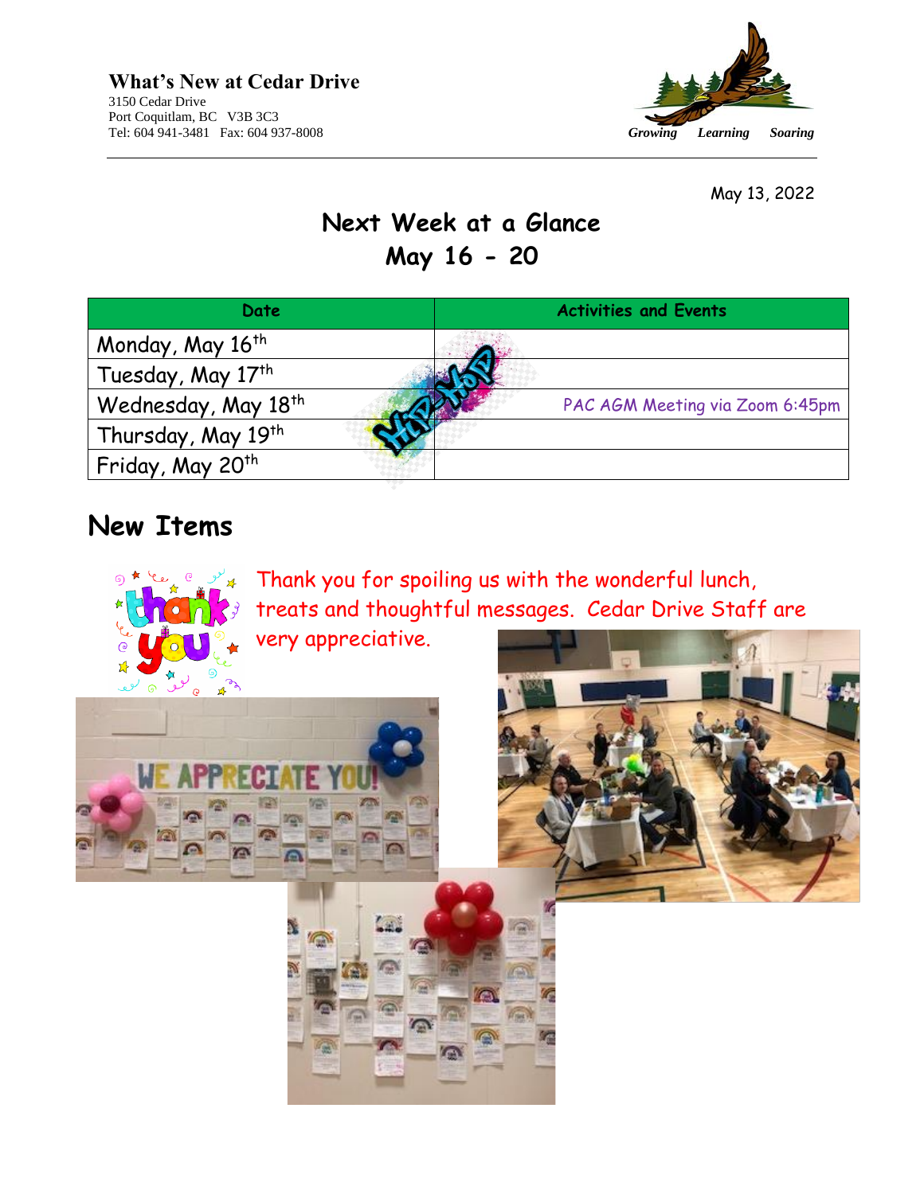**What's New at Cedar Drive**
3150 Cedar Drive
Port Coquitlam, BC V3B 3C3
Tel: 604 941-3481 Fax: 604 937-8008

*Growing Learning Soaring*

May 13, 2022

# Next Week at a Glance
# May 16 - 20

| Date | Activities and Events |
|---|---|
| Monday, May 16th | |
| Tuesday, May 17th | |
| Wednesday, May 18th | PAC AGM Meeting via Zoom 6:45pm |
| Thursday, May 19th | |
| Friday, May 20th | |

## New Items

Thank you for spoiling us with the wonderful lunch, treats and thoughtful messages. Cedar Drive Staff are very appreciative.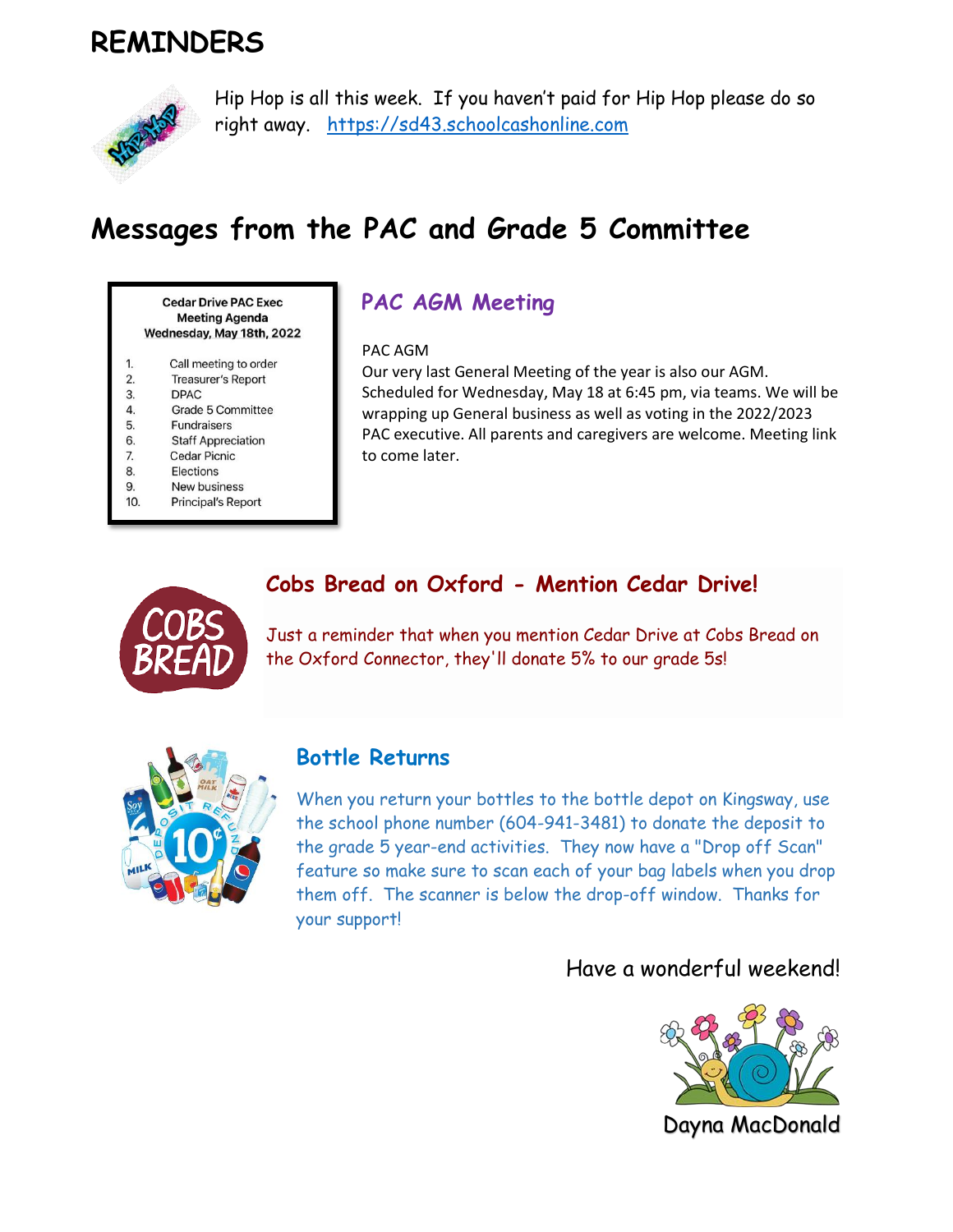# REMINDERS

Hip Hop is all this week. If you haven't paid for Hip Hop please do so right away. https://sd43.schoolcashonline.com

# Messages from the PAC and Grade 5 Committee

**Cedar Drive PAC Exec Meeting Agenda**
**Wednesday, May 18th, 2022**

1. Call meeting to order
2. Treasurer's Report
3. DPAC
4. Grade 5 Committee
5. Fundraisers
6. Staff Appreciation
7. Cedar Picnic
8. Elections
9. New business
10. Principal's Report

## PAC AGM Meeting

PAC AGM
Our very last General Meeting of the year is also our AGM. Scheduled for Wednesday, May 18 at 6:45 pm, via teams. We will be wrapping up General business as well as voting in the 2022/2023 PAC executive. All parents and caregivers are welcome. Meeting link to come later.

## Cobs Bread on Oxford - Mention Cedar Drive!

Just a reminder that when you mention Cedar Drive at Cobs Bread on the Oxford Connector, they'll donate 5% to our grade 5s!

## Bottle Returns

When you return your bottles to the bottle depot on Kingsway, use the school phone number (604-941-3481) to donate the deposit to the grade 5 year-end activities. They now have a "Drop off Scan" feature so make sure to scan each of your bag labels when you drop them off. The scanner is below the drop-off window. Thanks for your support!

Have a wonderful weekend!

Dayna MacDonald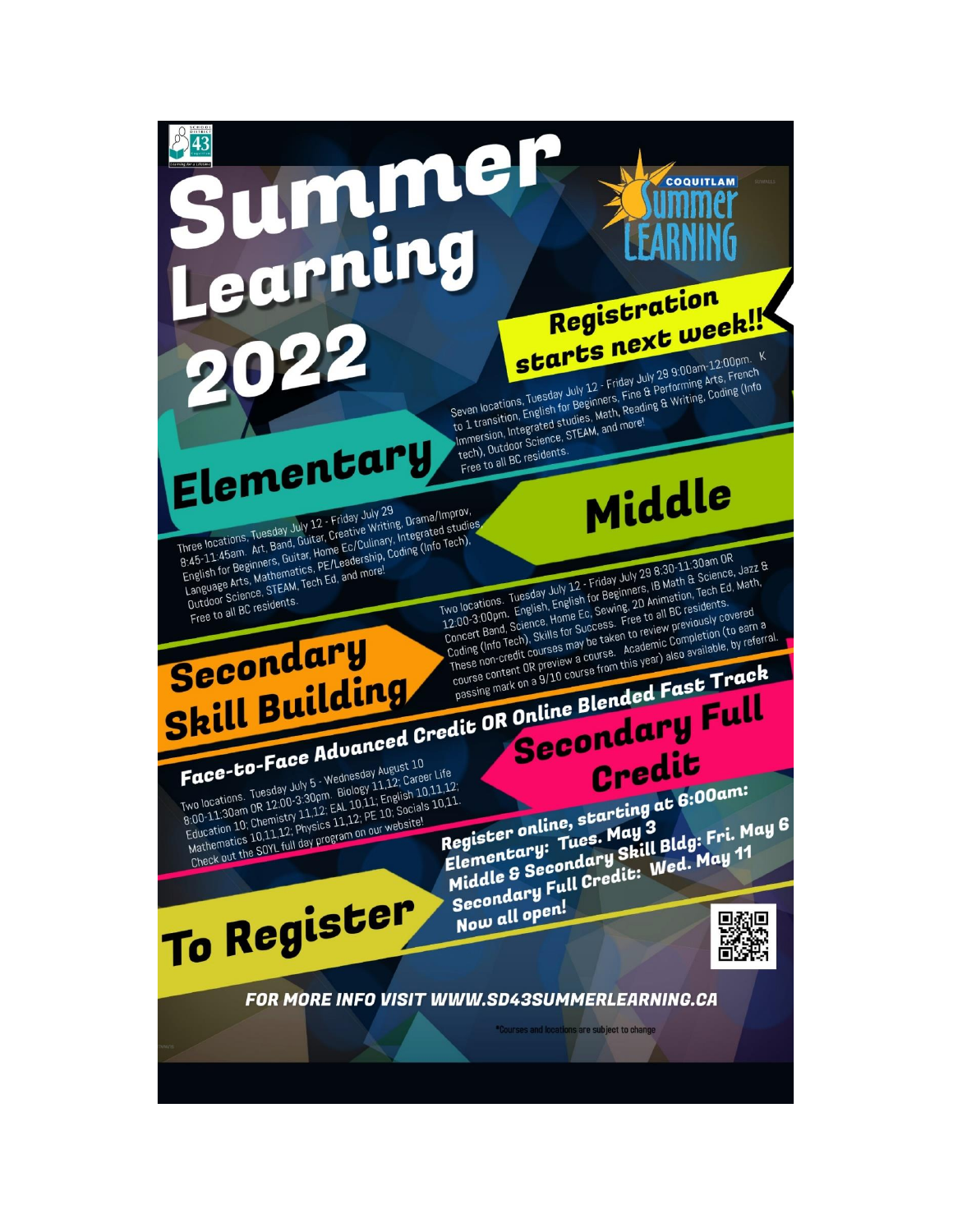# Summer Learning 2022

COQUITLAM Summer LEARNING

## Registration starts next week!!

## Elementary

Seven locations, Tuesday July 12 - Friday July 29 9:00am-12:00pm. K to 1 transition, English for Beginners, Fine & Performing Arts, French Immersion, Integrated studies, Math, Reading & Writing, Coding (Info tech), Outdoor Science, STEAM, and more!
Free to all BC residents.

## Middle

Three locations, Tuesday July 12 - Friday July 29 8:45-11:45am. Art, Band, Guitar, Creative Writing, Drama/Improv, English for Beginners, Guitar, Home Ec/Culinary, Integrated studies Language Arts, Mathematics, PE/Leadership, Coding (Info Tech), Outdoor Science, STEAM, Tech Ed, and more!
Free to all BC residents.

## Secondary Skill Building

Two locations. Tuesday July 12 - Friday July 29 8:30-11:30am OR 12:00-3:00pm. English, English for Beginners, IB Math & Science, Jazz & Concert Band, Science, Home Ec, Sewing, 2D Animation, Tech Ed, Math, Coding (Info Tech), Skills for Success. Free to all BC residents.
These non-credit courses may be taken to review previously covered course content OR preview a course. Academic Completion (to earn a passing mark on a 9/10 course from this year) also available, by referral.

## Secondary Full Credit

**Face-to-Face Advanced Credit OR Online Blended Fast Track**

Two locations. Tuesday July 5 - Wednesday August 10 8:00-11:30am OR 12:00-3:30pm. Biology 11,12; Career Life Education 10; Chemistry 11,12; EAL 10,11; English 10,11,12; Mathematics 10,11,12; Physics 11,12; PE 10; Socials 10,11.
Check out the SOYL full day program on our website!

## To Register

Register online, starting at 6:00am:
Elementary: Tues. May 3
Middle & Secondary Skill Bldg: Fri. May 6
Secondary Full Credit: Wed. May 11
Now all open!

**FOR MORE INFO VISIT WWW.SD43SUMMERLEARNING.CA**

*Courses and locations are subject to change